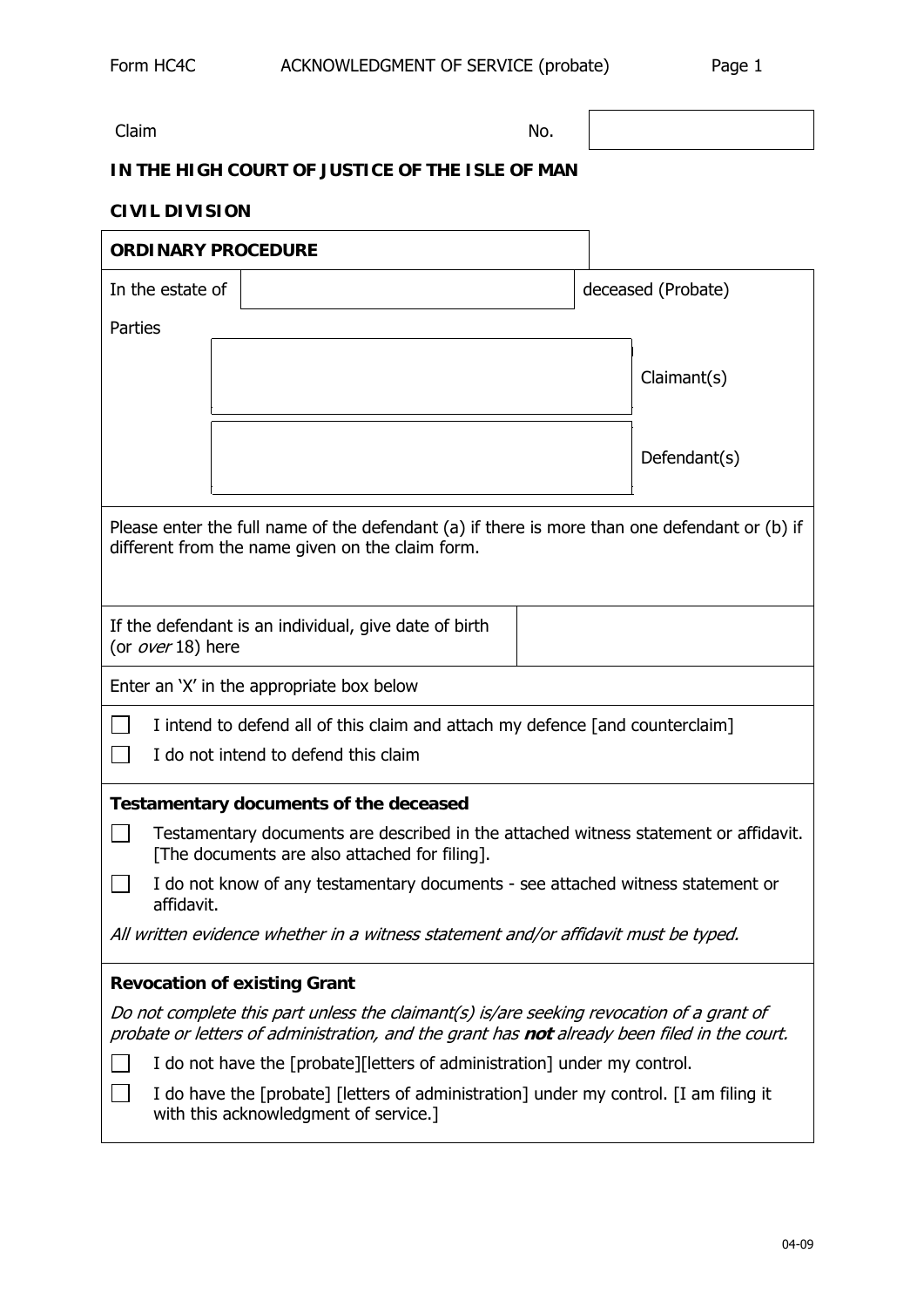Form HC4C ACKNOWLEDGMENT OF SERVICE (probate)

Claim No.

**IN THE HIGH COURT OF JUSTICE OF THE ISLE OF MAN**

**CIVIL DIVISION**

**ORDINARY PROCEDURE**

In the estate of ______________________ deceased (Probate)

Parties

______________________ Claimant(s)

______________________ Defendant(s)

Please enter the full name of the defendant (a) if there is more than one defendant or (b) if different from the name given on the claim form.

| If the defendant is an individual, give date of birth (or *over* 18) here | |
|---|---|

Enter an 'X' in the appropriate box below

☐ I intend to defend all of this claim and attach my defence [and counterclaim]

☐ I do not intend to defend this claim

**Testamentary documents of the deceased**

☐ Testamentary documents are described in the attached witness statement or affidavit. [The documents are also attached for filing].

☐ I do not know of any testamentary documents - see attached witness statement or affidavit.

*All written evidence whether in a witness statement and/or affidavit must be typed.*

**Revocation of existing Grant**

*Do not complete this part unless the claimant(s) is/are seeking revocation of a grant of probate or letters of administration, and the grant has* ***not*** *already been filed in the court.*

☐ I do not have the [probate][letters of administration] under my control.

☐ I do have the [probate] [letters of administration] under my control. [I am filing it with this acknowledgment of service.]

04-09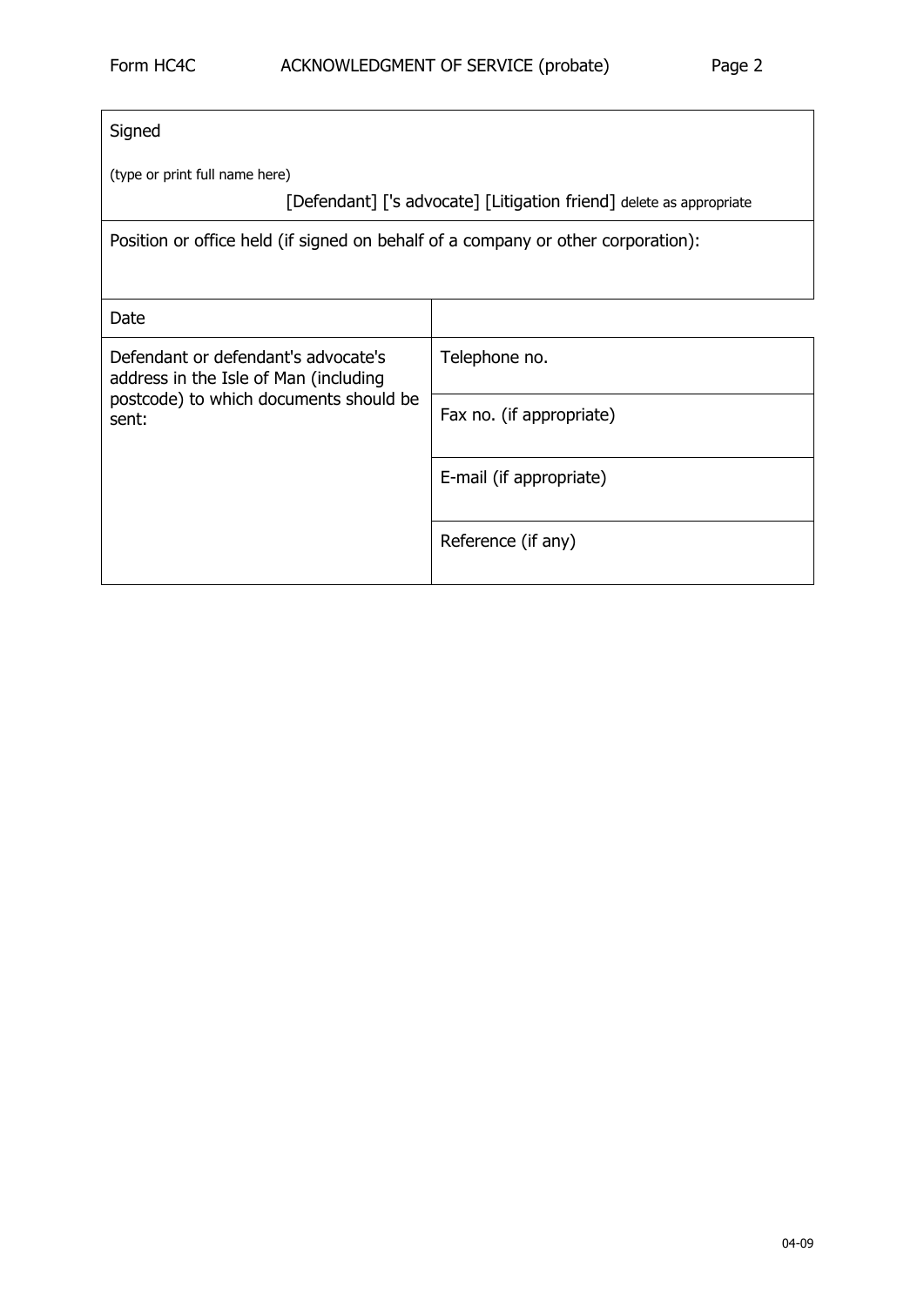| | |
|---|---|
| Signed<br><br>(type or print full name here)<br><br>[Defendant] ['s advocate] [Litigation friend] delete as appropriate | |
| Position or office held (if signed on behalf of a company or other corporation): | |
| Date | |
| Defendant or defendant's advocate's address in the Isle of Man (including postcode) to which documents should be sent: | Telephone no. |
| | Fax no. (if appropriate) |
| | E-mail (if appropriate) |
| | Reference (if any) |

04-09